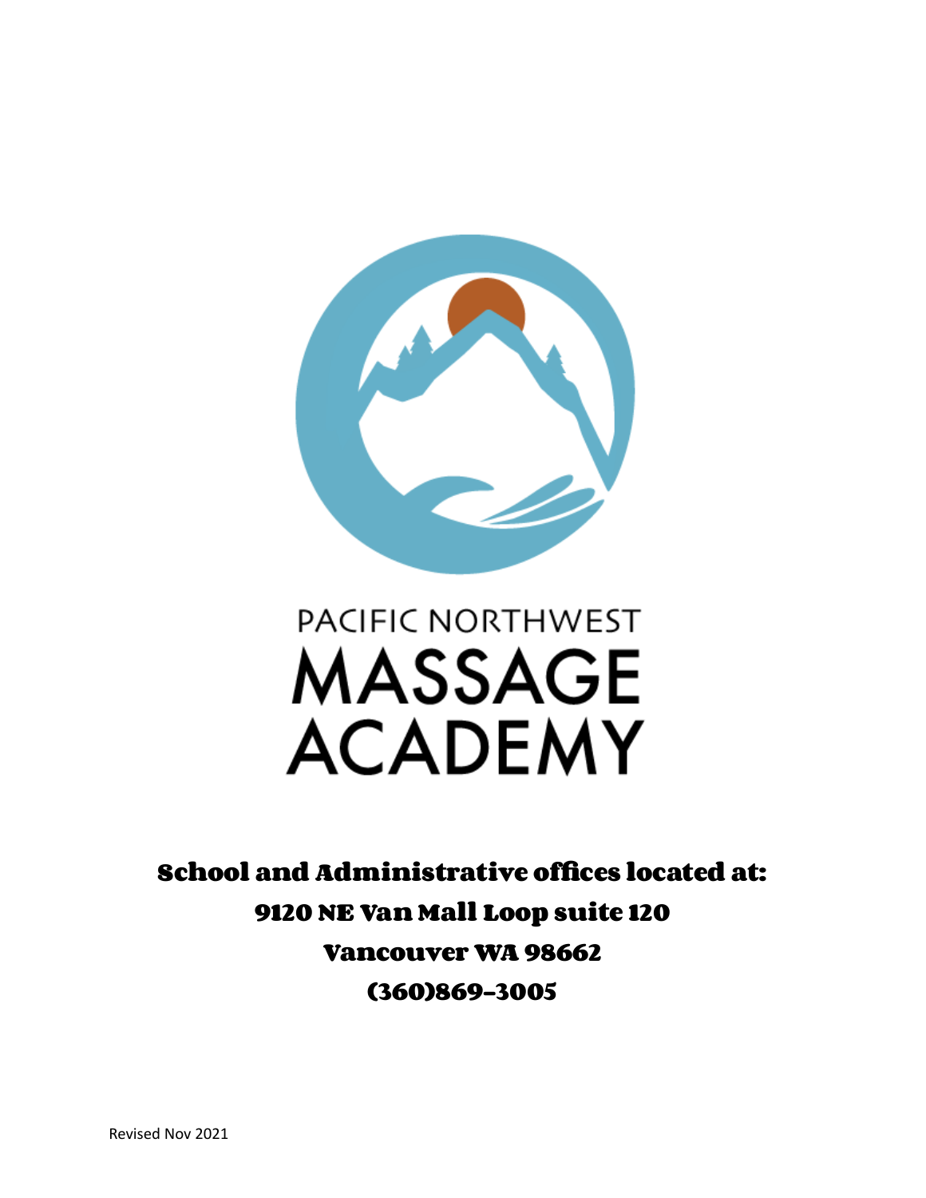# PACIFIC NORTHWEST MASSAGE ACADEMY

**School and Administrative offices located at:**

**9120 NE Van Mall Loop suite 120**

**Vancouver WA 98662**

**(360)869-3005**

Revised Nov 2021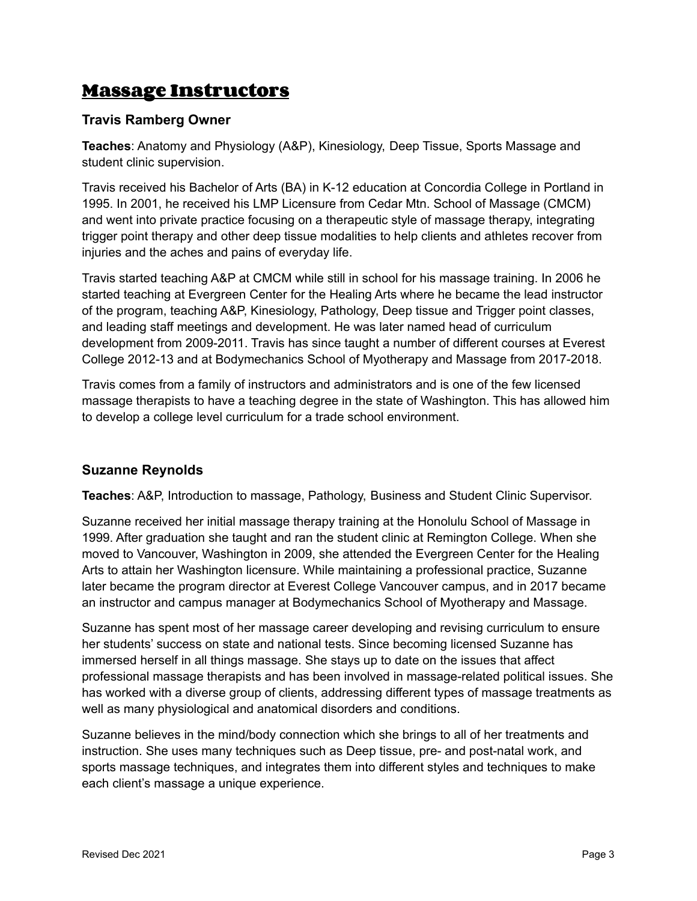# Massage Instructors

### Travis Ramberg Owner

**Teaches**: Anatomy and Physiology (A&P), Kinesiology, Deep Tissue, Sports Massage and student clinic supervision.

Travis received his Bachelor of Arts (BA) in K-12 education at Concordia College in Portland in 1995. In 2001, he received his LMP Licensure from Cedar Mtn. School of Massage (CMCM) and went into private practice focusing on a therapeutic style of massage therapy, integrating trigger point therapy and other deep tissue modalities to help clients and athletes recover from injuries and the aches and pains of everyday life.

Travis started teaching A&P at CMCM while still in school for his massage training. In 2006 he started teaching at Evergreen Center for the Healing Arts where he became the lead instructor of the program, teaching A&P, Kinesiology, Pathology, Deep tissue and Trigger point classes, and leading staff meetings and development. He was later named head of curriculum development from 2009-2011. Travis has since taught a number of different courses at Everest College 2012-13 and at Bodymechanics School of Myotherapy and Massage from 2017-2018.

Travis comes from a family of instructors and administrators and is one of the few licensed massage therapists to have a teaching degree in the state of Washington. This has allowed him to develop a college level curriculum for a trade school environment.

### Suzanne Reynolds

**Teaches**: A&P, Introduction to massage, Pathology, Business and Student Clinic Supervisor.

Suzanne received her initial massage therapy training at the Honolulu School of Massage in 1999. After graduation she taught and ran the student clinic at Remington College. When she moved to Vancouver, Washington in 2009, she attended the Evergreen Center for the Healing Arts to attain her Washington licensure. While maintaining a professional practice, Suzanne later became the program director at Everest College Vancouver campus, and in 2017 became an instructor and campus manager at Bodymechanics School of Myotherapy and Massage.

Suzanne has spent most of her massage career developing and revising curriculum to ensure her students' success on state and national tests. Since becoming licensed Suzanne has immersed herself in all things massage. She stays up to date on the issues that affect professional massage therapists and has been involved in massage-related political issues. She has worked with a diverse group of clients, addressing different types of massage treatments as well as many physiological and anatomical disorders and conditions.

Suzanne believes in the mind/body connection which she brings to all of her treatments and instruction. She uses many techniques such as Deep tissue, pre- and post-natal work, and sports massage techniques, and integrates them into different styles and techniques to make each client's massage a unique experience.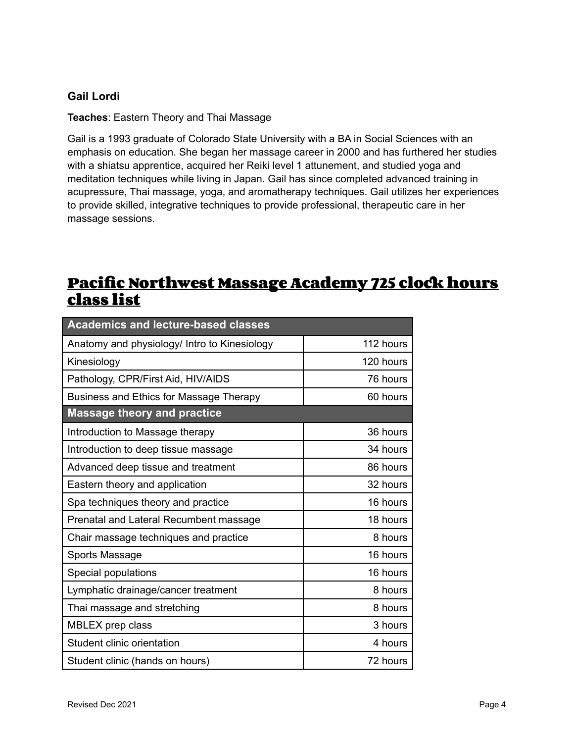**Gail Lordi**

**Teaches**: Eastern Theory and Thai Massage

Gail is a 1993 graduate of Colorado State University with a BA in Social Sciences with an emphasis on education. She began her massage career in 2000 and has furthered her studies with a shiatsu apprentice, acquired her Reiki level 1 attunement, and studied yoga and meditation techniques while living in Japan. Gail has since completed advanced training in acupressure, Thai massage, yoga, and aromatherapy techniques. Gail utilizes her experiences to provide skilled, integrative techniques to provide professional, therapeutic care in her massage sessions.

## Pacific Northwest Massage Academy 725 clock hours class list

| **Academics and lecture-based classes** | |
|---|---:|
| Anatomy and physiology/ Intro to Kinesiology | 112 hours |
| Kinesiology | 120 hours |
| Pathology, CPR/First Aid, HIV/AIDS | 76 hours |
| Business and Ethics for Massage Therapy | 60 hours |
| **Massage theory and practice** | |
| Introduction to Massage therapy | 36 hours |
| Introduction to deep tissue massage | 34 hours |
| Advanced deep tissue and treatment | 86 hours |
| Eastern theory and application | 32 hours |
| Spa techniques theory and practice | 16 hours |
| Prenatal and Lateral Recumbent massage | 18 hours |
| Chair massage techniques and practice | 8 hours |
| Sports Massage | 16 hours |
| Special populations | 16 hours |
| Lymphatic drainage/cancer treatment | 8 hours |
| Thai massage and stretching | 8 hours |
| MBLEX prep class | 3 hours |
| Student clinic orientation | 4 hours |
| Student clinic (hands on hours) | 72 hours |

Revised Dec 2021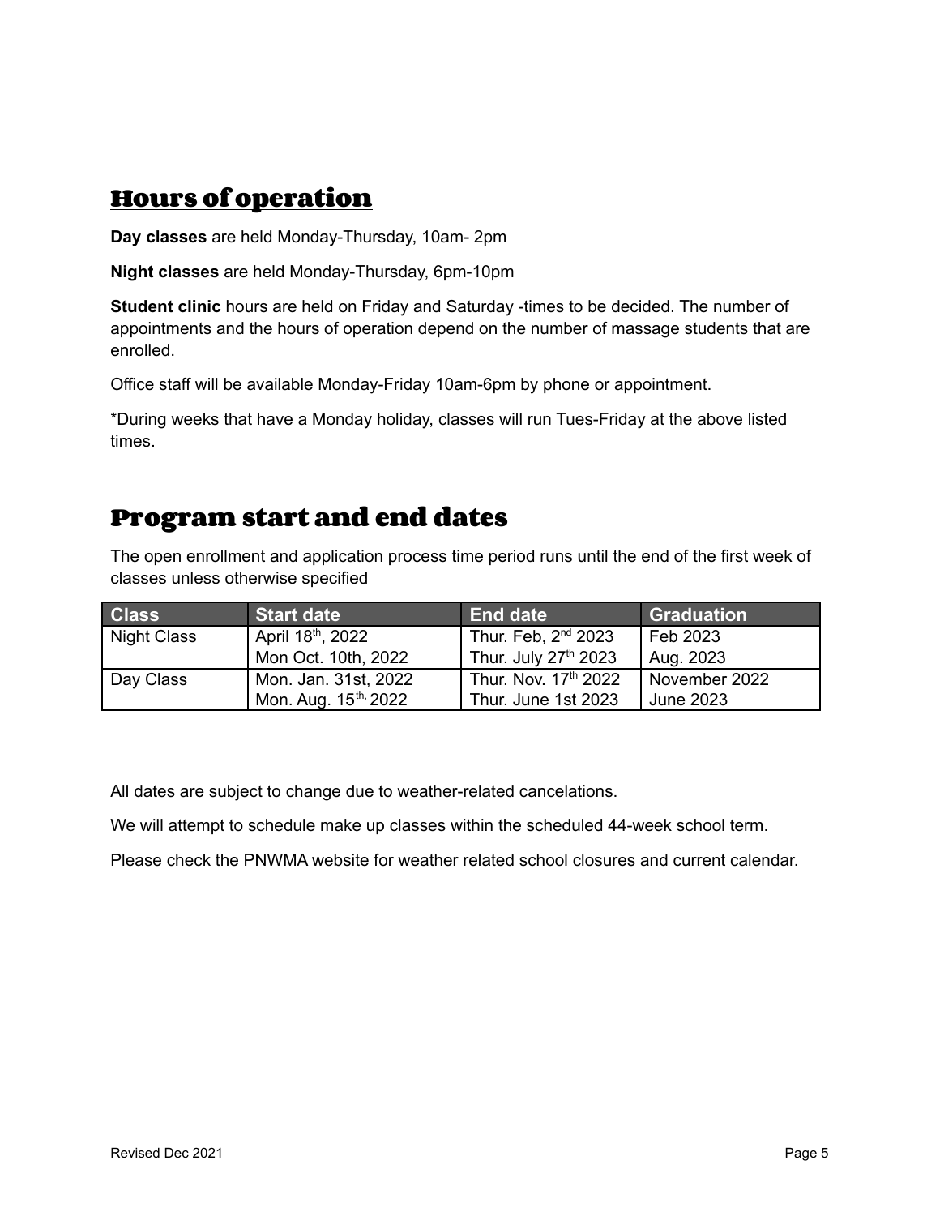## Hours of operation

**Day classes** are held Monday-Thursday, 10am- 2pm

**Night classes** are held Monday-Thursday, 6pm-10pm

**Student clinic** hours are held on Friday and Saturday -times to be decided. The number of appointments and the hours of operation depend on the number of massage students that are enrolled.

Office staff will be available Monday-Friday 10am-6pm by phone or appointment.

*During weeks that have a Monday holiday, classes will run Tues-Friday at the above listed times.

## Program start and end dates

The open enrollment and application process time period runs until the end of the first week of classes unless otherwise specified

| Class | Start date | End date | Graduation |
|---|---|---|---|
| Night Class | April 18th, 2022<br>Mon Oct. 10th, 2022 | Thur. Feb, 2nd 2023<br>Thur. July 27th 2023 | Feb 2023<br>Aug. 2023 |
| Day Class | Mon. Jan. 31st, 2022<br>Mon. Aug. 15th, 2022 | Thur. Nov. 17th 2022<br>Thur. June 1st 2023 | November 2022<br>June 2023 |

All dates are subject to change due to weather-related cancelations.

We will attempt to schedule make up classes within the scheduled 44-week school term.

Please check the PNWMA website for weather related school closures and current calendar.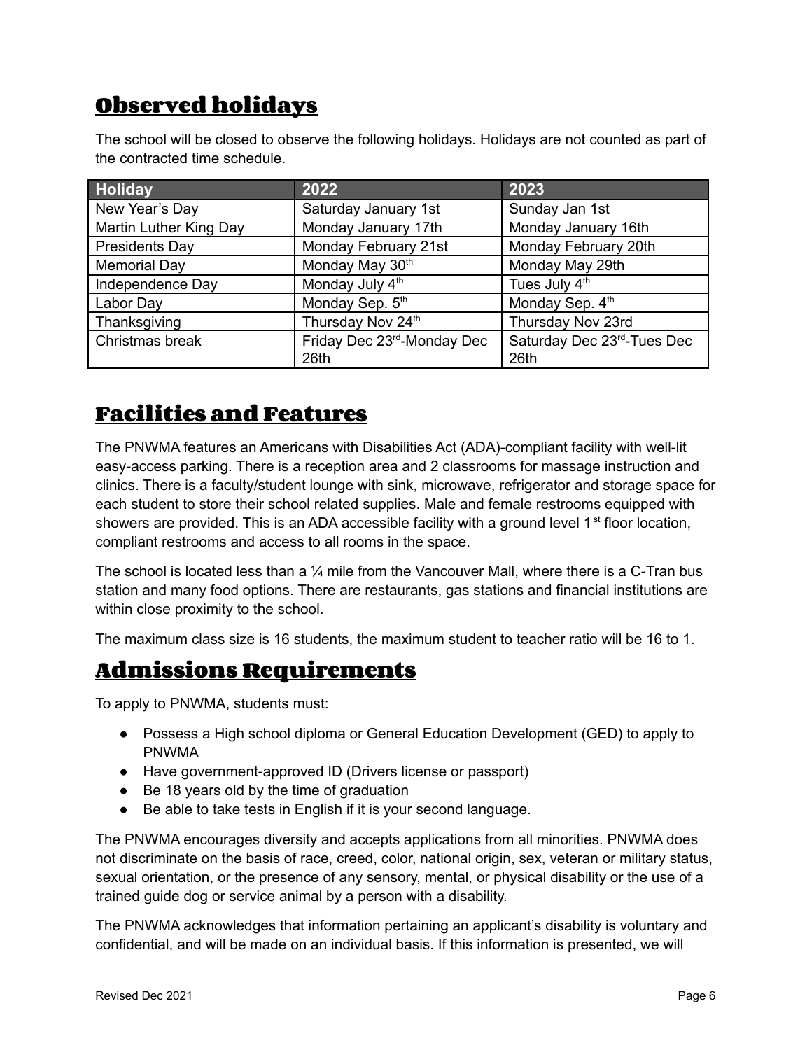## Observed holidays

The school will be closed to observe the following holidays. Holidays are not counted as part of the contracted time schedule.

| Holiday | 2022 | 2023 |
|---|---|---|
| New Year's Day | Saturday January 1st | Sunday Jan 1st |
| Martin Luther King Day | Monday January 17th | Monday January 16th |
| Presidents Day | Monday February 21st | Monday February 20th |
| Memorial Day | Monday May 30th | Monday May 29th |
| Independence Day | Monday July 4th | Tues July 4th |
| Labor Day | Monday Sep. 5th | Monday Sep. 4th |
| Thanksgiving | Thursday Nov 24th | Thursday Nov 23rd |
| Christmas break | Friday Dec 23rd-Monday Dec 26th | Saturday Dec 23rd-Tues Dec 26th |

## Facilities and Features

The PNWMA features an Americans with Disabilities Act (ADA)-compliant facility with well-lit easy-access parking. There is a reception area and 2 classrooms for massage instruction and clinics. There is a faculty/student lounge with sink, microwave, refrigerator and storage space for each student to store their school related supplies. Male and female restrooms equipped with showers are provided. This is an ADA accessible facility with a ground level 1st floor location, compliant restrooms and access to all rooms in the space.

The school is located less than a ¼ mile from the Vancouver Mall, where there is a C-Tran bus station and many food options. There are restaurants, gas stations and financial institutions are within close proximity to the school.

The maximum class size is 16 students, the maximum student to teacher ratio will be 16 to 1.

## Admissions Requirements

To apply to PNWMA, students must:

- Possess a High school diploma or General Education Development (GED) to apply to PNWMA
- Have government-approved ID (Drivers license or passport)
- Be 18 years old by the time of graduation
- Be able to take tests in English if it is your second language.

The PNWMA encourages diversity and accepts applications from all minorities. PNWMA does not discriminate on the basis of race, creed, color, national origin, sex, veteran or military status, sexual orientation, or the presence of any sensory, mental, or physical disability or the use of a trained guide dog or service animal by a person with a disability.

The PNWMA acknowledges that information pertaining an applicant's disability is voluntary and confidential, and will be made on an individual basis. If this information is presented, we will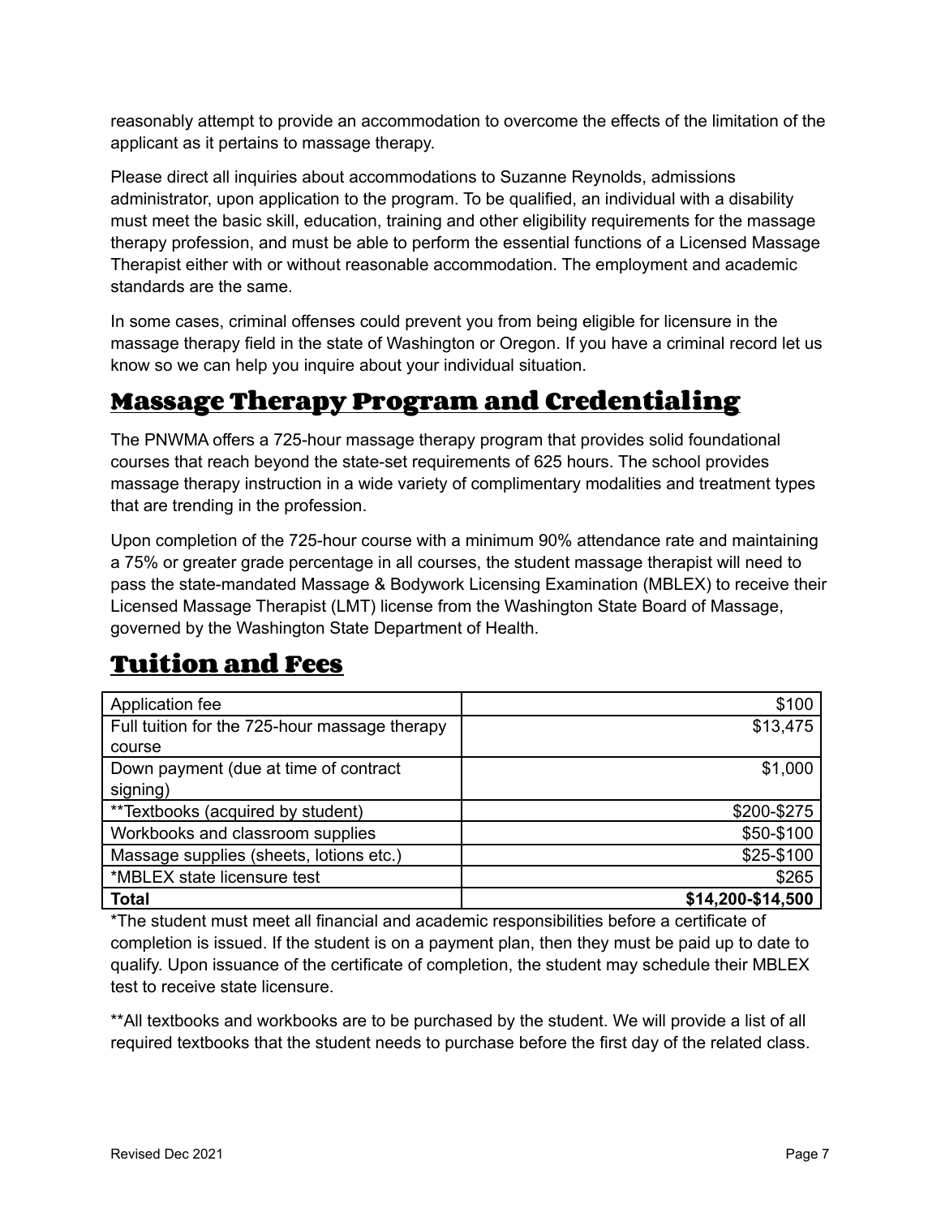reasonably attempt to provide an accommodation to overcome the effects of the limitation of the applicant as it pertains to massage therapy.

Please direct all inquiries about accommodations to Suzanne Reynolds, admissions administrator, upon application to the program. To be qualified, an individual with a disability must meet the basic skill, education, training and other eligibility requirements for the massage therapy profession, and must be able to perform the essential functions of a Licensed Massage Therapist either with or without reasonable accommodation. The employment and academic standards are the same.

In some cases, criminal offenses could prevent you from being eligible for licensure in the massage therapy field in the state of Washington or Oregon. If you have a criminal record let us know so we can help you inquire about your individual situation.

## Massage Therapy Program and Credentialing

The PNWMA offers a 725-hour massage therapy program that provides solid foundational courses that reach beyond the state-set requirements of 625 hours. The school provides massage therapy instruction in a wide variety of complimentary modalities and treatment types that are trending in the profession.

Upon completion of the 725-hour course with a minimum 90% attendance rate and maintaining a 75% or greater grade percentage in all courses, the student massage therapist will need to pass the state-mandated Massage & Bodywork Licensing Examination (MBLEX) to receive their Licensed Massage Therapist (LMT) license from the Washington State Board of Massage, governed by the Washington State Department of Health.

## Tuition and Fees

| Item | Cost |
|---|---:|
| Application fee | $100 |
| Full tuition for the 725-hour massage therapy course | $13,475 |
| Down payment (due at time of contract signing) | $1,000 |
| **Textbooks (acquired by student) | $200-$275 |
| Workbooks and classroom supplies | $50-$100 |
| Massage supplies (sheets, lotions etc.) | $25-$100 |
| *MBLEX state licensure test | $265 |
| **Total** | **$14,200-$14,500** |

*The student must meet all financial and academic responsibilities before a certificate of completion is issued. If the student is on a payment plan, then they must be paid up to date to qualify. Upon issuance of the certificate of completion, the student may schedule their MBLEX test to receive state licensure.

**All textbooks and workbooks are to be purchased by the student. We will provide a list of all required textbooks that the student needs to purchase before the first day of the related class.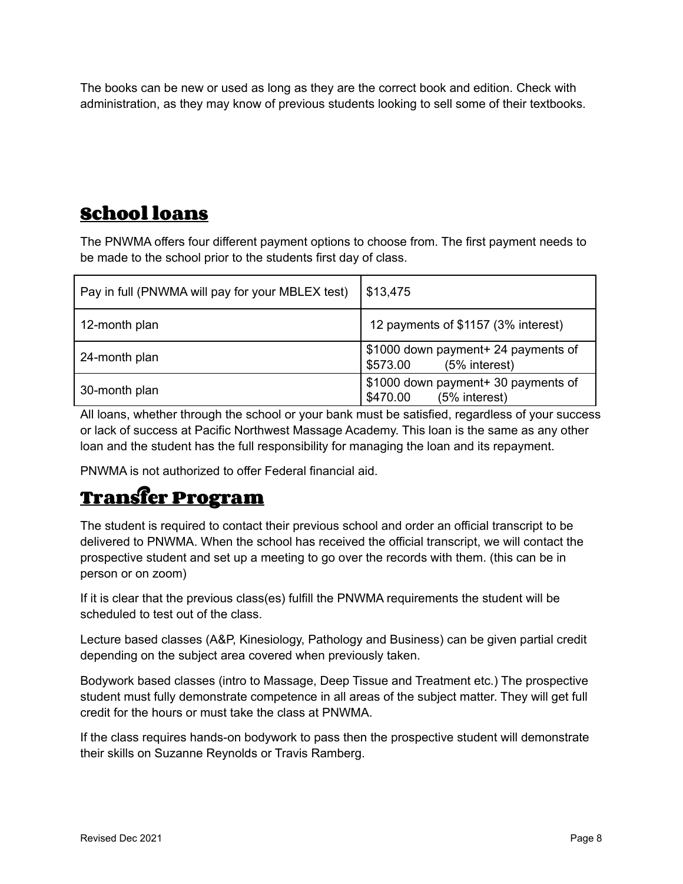The books can be new or used as long as they are the correct book and edition. Check with administration, as they may know of previous students looking to sell some of their textbooks.

## School loans

The PNWMA offers four different payment options to choose from. The first payment needs to be made to the school prior to the students first day of class.

| Pay in full (PNWMA will pay for your MBLEX test) | $13,475 |
|---|---|
| 12-month plan | 12 payments of $1157 (3% interest) |
| 24-month plan | $1000 down payment+ 24 payments of $573.00 (5% interest) |
| 30-month plan | $1000 down payment+ 30 payments of $470.00 (5% interest) |

All loans, whether through the school or your bank must be satisfied, regardless of your success or lack of success at Pacific Northwest Massage Academy. This loan is the same as any other loan and the student has the full responsibility for managing the loan and its repayment.

PNWMA is not authorized to offer Federal financial aid.

## Transfer Program

The student is required to contact their previous school and order an official transcript to be delivered to PNWMA. When the school has received the official transcript, we will contact the prospective student and set up a meeting to go over the records with them. (this can be in person or on zoom)

If it is clear that the previous class(es) fulfill the PNWMA requirements the student will be scheduled to test out of the class.

Lecture based classes (A&P, Kinesiology, Pathology and Business) can be given partial credit depending on the subject area covered when previously taken.

Bodywork based classes (intro to Massage, Deep Tissue and Treatment etc.) The prospective student must fully demonstrate competence in all areas of the subject matter. They will get full credit for the hours or must take the class at PNWMA.

If the class requires hands-on bodywork to pass then the prospective student will demonstrate their skills on Suzanne Reynolds or Travis Ramberg.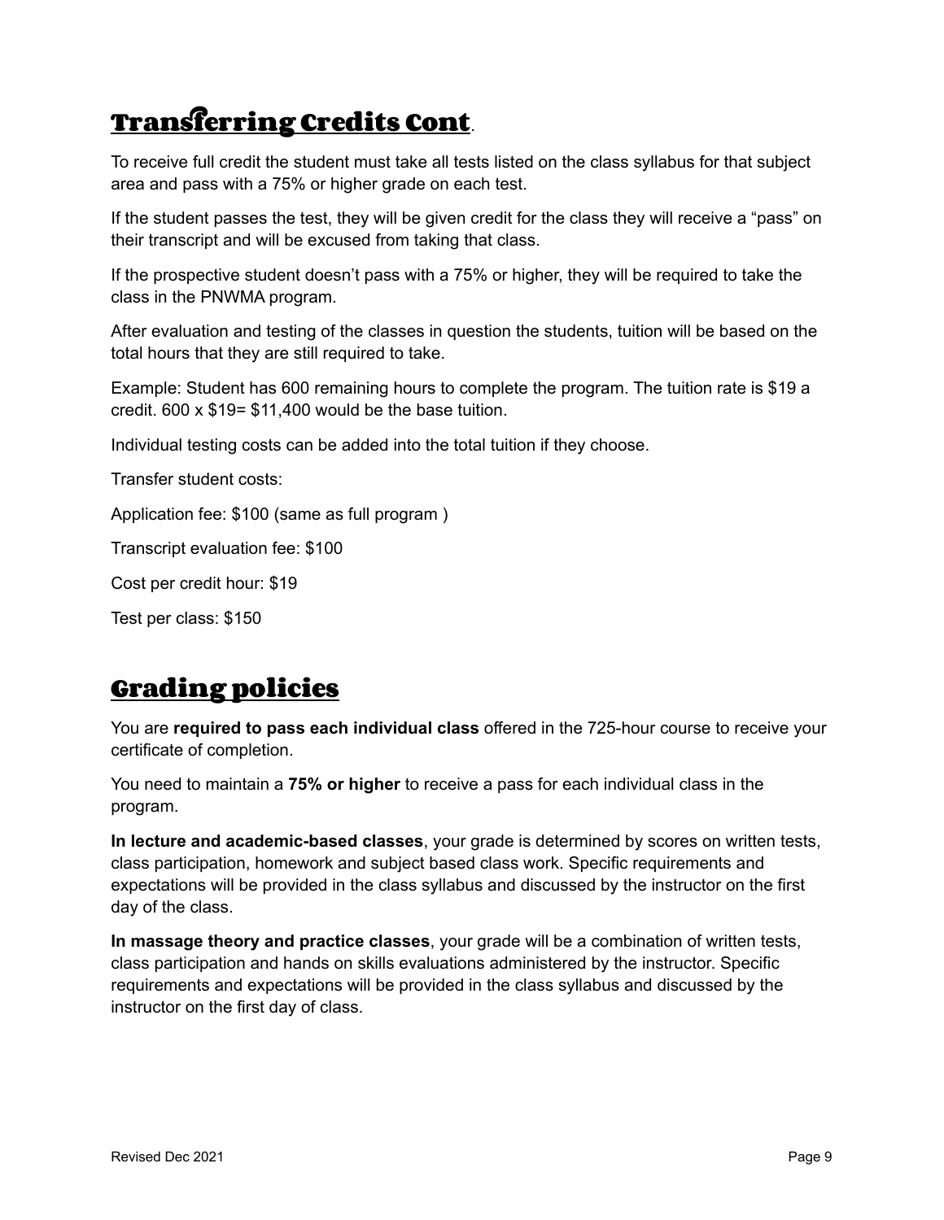## Transferring Credits Cont.

To receive full credit the student must take all tests listed on the class syllabus for that subject area and pass with a 75% or higher grade on each test.

If the student passes the test, they will be given credit for the class they will receive a "pass" on their transcript and will be excused from taking that class.

If the prospective student doesn't pass with a 75% or higher, they will be required to take the class in the PNWMA program.

After evaluation and testing of the classes in question the students, tuition will be based on the total hours that they are still required to take.

Example: Student has 600 remaining hours to complete the program. The tuition rate is $19 a credit. 600 x $19= $11,400 would be the base tuition.

Individual testing costs can be added into the total tuition if they choose.

Transfer student costs:

Application fee: $100 (same as full program )

Transcript evaluation fee: $100

Cost per credit hour: $19

Test per class: $150

## Grading policies

You are **required to pass each individual class** offered in the 725-hour course to receive your certificate of completion.

You need to maintain a **75% or higher** to receive a pass for each individual class in the program.

**In lecture and academic-based classes**, your grade is determined by scores on written tests, class participation, homework and subject based class work. Specific requirements and expectations will be provided in the class syllabus and discussed by the instructor on the first day of the class.

**In massage theory and practice classes**, your grade will be a combination of written tests, class participation and hands on skills evaluations administered by the instructor. Specific requirements and expectations will be provided in the class syllabus and discussed by the instructor on the first day of class.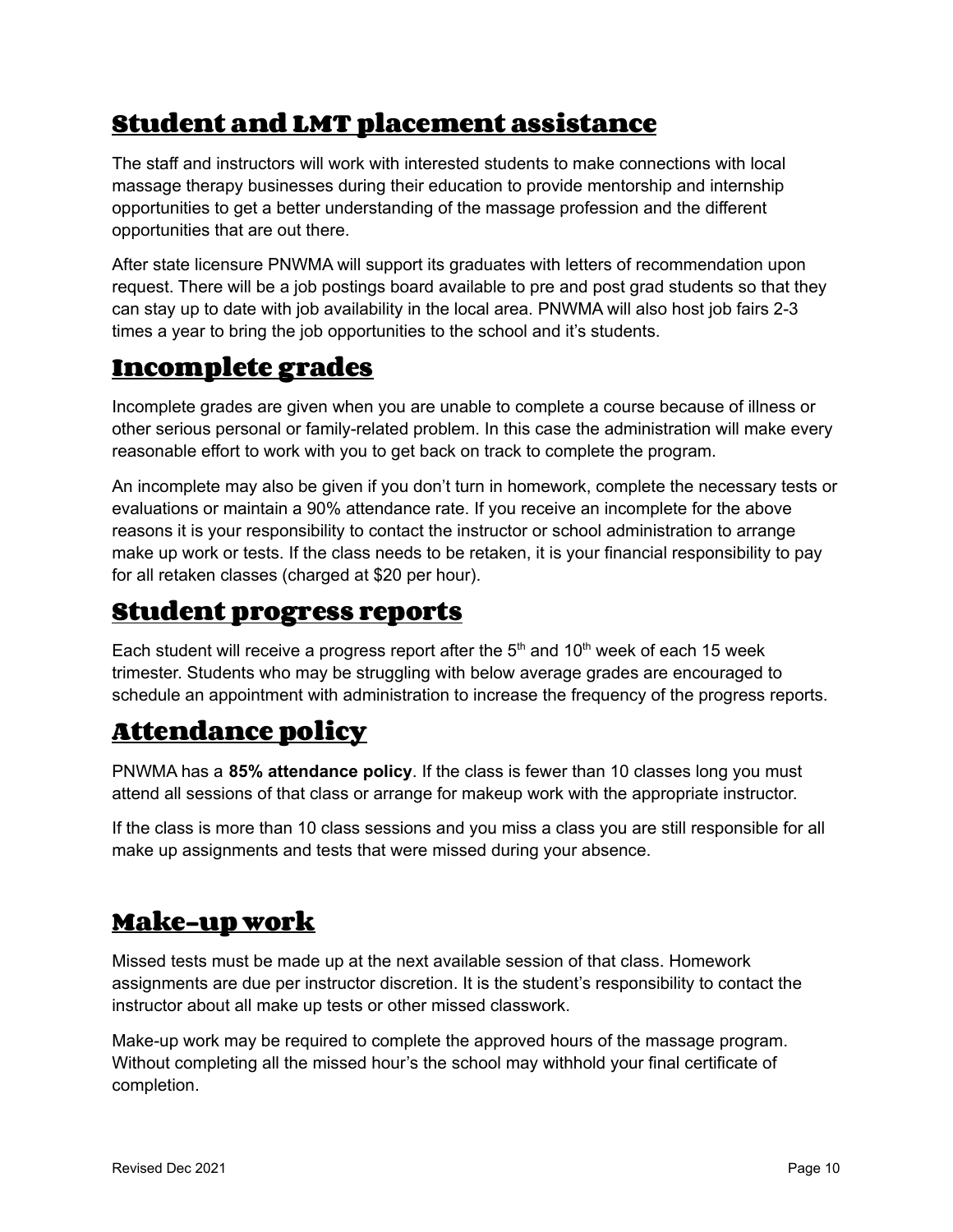## Student and LMT placement assistance

The staff and instructors will work with interested students to make connections with local massage therapy businesses during their education to provide mentorship and internship opportunities to get a better understanding of the massage profession and the different opportunities that are out there.

After state licensure PNWMA will support its graduates with letters of recommendation upon request. There will be a job postings board available to pre and post grad students so that they can stay up to date with job availability in the local area. PNWMA will also host job fairs 2-3 times a year to bring the job opportunities to the school and it's students.

## Incomplete grades

Incomplete grades are given when you are unable to complete a course because of illness or other serious personal or family-related problem. In this case the administration will make every reasonable effort to work with you to get back on track to complete the program.

An incomplete may also be given if you don't turn in homework, complete the necessary tests or evaluations or maintain a 90% attendance rate. If you receive an incomplete for the above reasons it is your responsibility to contact the instructor or school administration to arrange make up work or tests. If the class needs to be retaken, it is your financial responsibility to pay for all retaken classes (charged at $20 per hour).

## Student progress reports

Each student will receive a progress report after the 5th and 10th week of each 15 week trimester. Students who may be struggling with below average grades are encouraged to schedule an appointment with administration to increase the frequency of the progress reports.

## Attendance policy

PNWMA has a **85% attendance policy**. If the class is fewer than 10 classes long you must attend all sessions of that class or arrange for makeup work with the appropriate instructor.

If the class is more than 10 class sessions and you miss a class you are still responsible for all make up assignments and tests that were missed during your absence.

## Make-up work

Missed tests must be made up at the next available session of that class. Homework assignments are due per instructor discretion. It is the student's responsibility to contact the instructor about all make up tests or other missed classwork.

Make-up work may be required to complete the approved hours of the massage program. Without completing all the missed hour's the school may withhold your final certificate of completion.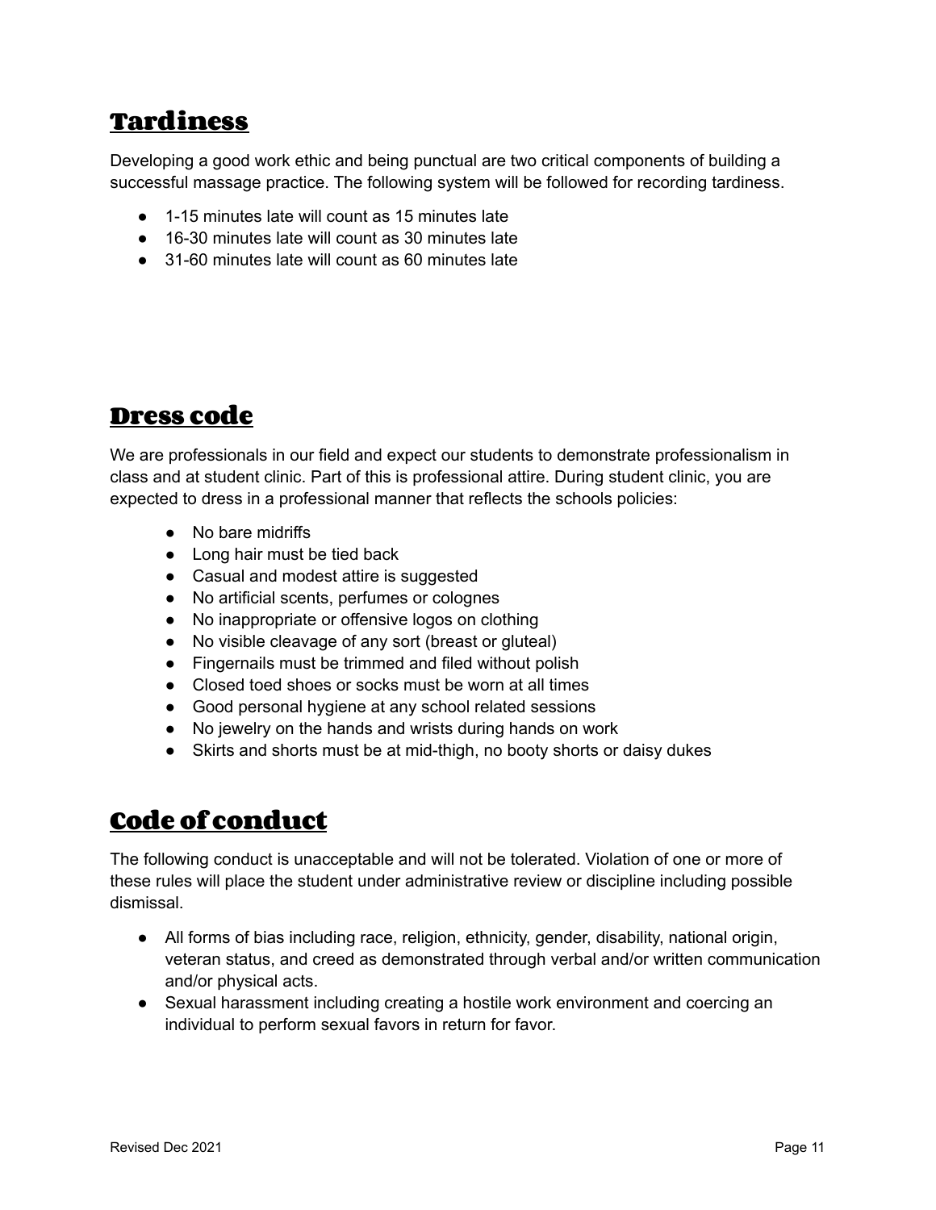## Tardiness

Developing a good work ethic and being punctual are two critical components of building a successful massage practice. The following system will be followed for recording tardiness.

- 1-15 minutes late will count as 15 minutes late
- 16-30 minutes late will count as 30 minutes late
- 31-60 minutes late will count as 60 minutes late

## Dress code

We are professionals in our field and expect our students to demonstrate professionalism in class and at student clinic. Part of this is professional attire. During student clinic, you are expected to dress in a professional manner that reflects the schools policies:

- No bare midriffs
- Long hair must be tied back
- Casual and modest attire is suggested
- No artificial scents, perfumes or colognes
- No inappropriate or offensive logos on clothing
- No visible cleavage of any sort (breast or gluteal)
- Fingernails must be trimmed and filed without polish
- Closed toed shoes or socks must be worn at all times
- Good personal hygiene at any school related sessions
- No jewelry on the hands and wrists during hands on work
- Skirts and shorts must be at mid-thigh, no booty shorts or daisy dukes

## Code of conduct

The following conduct is unacceptable and will not be tolerated. Violation of one or more of these rules will place the student under administrative review or discipline including possible dismissal.

- All forms of bias including race, religion, ethnicity, gender, disability, national origin, veteran status, and creed as demonstrated through verbal and/or written communication and/or physical acts.
- Sexual harassment including creating a hostile work environment and coercing an individual to perform sexual favors in return for favor.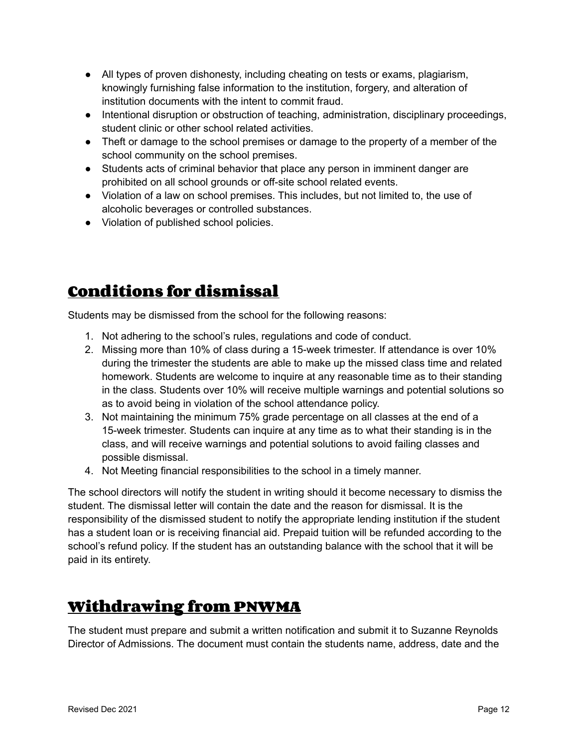- All types of proven dishonesty, including cheating on tests or exams, plagiarism, knowingly furnishing false information to the institution, forgery, and alteration of institution documents with the intent to commit fraud.
- Intentional disruption or obstruction of teaching, administration, disciplinary proceedings, student clinic or other school related activities.
- Theft or damage to the school premises or damage to the property of a member of the school community on the school premises.
- Students acts of criminal behavior that place any person in imminent danger are prohibited on all school grounds or off-site school related events.
- Violation of a law on school premises. This includes, but not limited to, the use of alcoholic beverages or controlled substances.
- Violation of published school policies.

## Conditions for dismissal

Students may be dismissed from the school for the following reasons:

1. Not adhering to the school's rules, regulations and code of conduct.
2. Missing more than 10% of class during a 15-week trimester. If attendance is over 10% during the trimester the students are able to make up the missed class time and related homework. Students are welcome to inquire at any reasonable time as to their standing in the class. Students over 10% will receive multiple warnings and potential solutions so as to avoid being in violation of the school attendance policy.
3. Not maintaining the minimum 75% grade percentage on all classes at the end of a 15-week trimester. Students can inquire at any time as to what their standing is in the class, and will receive warnings and potential solutions to avoid failing classes and possible dismissal.
4. Not Meeting financial responsibilities to the school in a timely manner.

The school directors will notify the student in writing should it become necessary to dismiss the student. The dismissal letter will contain the date and the reason for dismissal. It is the responsibility of the dismissed student to notify the appropriate lending institution if the student has a student loan or is receiving financial aid. Prepaid tuition will be refunded according to the school's refund policy. If the student has an outstanding balance with the school that it will be paid in its entirety.

## Withdrawing from PNWMA

The student must prepare and submit a written notification and submit it to Suzanne Reynolds Director of Admissions. The document must contain the students name, address, date and the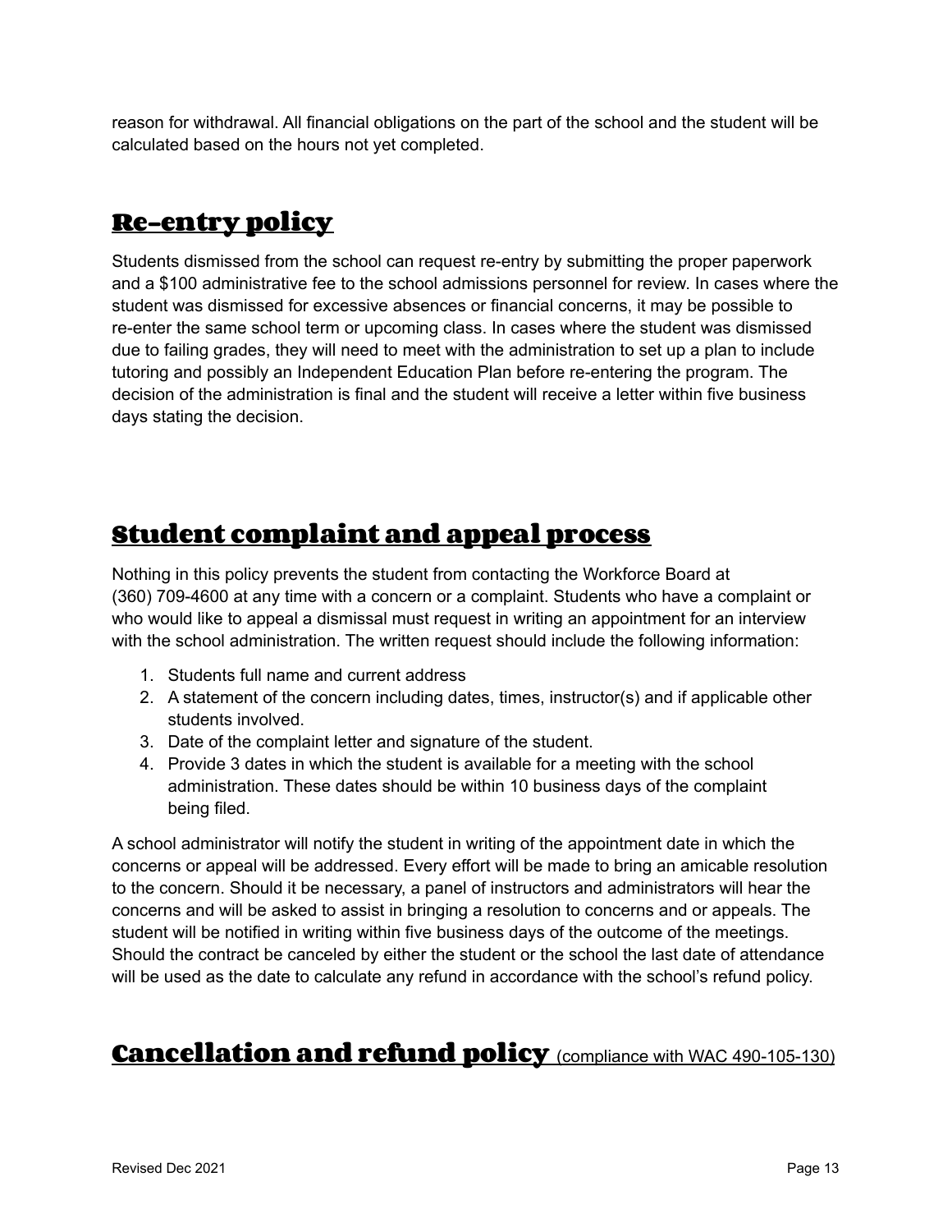reason for withdrawal. All financial obligations on the part of the school and the student will be calculated based on the hours not yet completed.

## Re-entry policy

Students dismissed from the school can request re-entry by submitting the proper paperwork and a $100 administrative fee to the school admissions personnel for review. In cases where the student was dismissed for excessive absences or financial concerns, it may be possible to re-enter the same school term or upcoming class. In cases where the student was dismissed due to failing grades, they will need to meet with the administration to set up a plan to include tutoring and possibly an Independent Education Plan before re-entering the program. The decision of the administration is final and the student will receive a letter within five business days stating the decision.

## Student complaint and appeal process

Nothing in this policy prevents the student from contacting the Workforce Board at (360) 709-4600 at any time with a concern or a complaint. Students who have a complaint or who would like to appeal a dismissal must request in writing an appointment for an interview with the school administration. The written request should include the following information:

1. Students full name and current address
2. A statement of the concern including dates, times, instructor(s) and if applicable other students involved.
3. Date of the complaint letter and signature of the student.
4. Provide 3 dates in which the student is available for a meeting with the school administration. These dates should be within 10 business days of the complaint being filed.

A school administrator will notify the student in writing of the appointment date in which the concerns or appeal will be addressed. Every effort will be made to bring an amicable resolution to the concern. Should it be necessary, a panel of instructors and administrators will hear the concerns and will be asked to assist in bringing a resolution to concerns and or appeals. The student will be notified in writing within five business days of the outcome of the meetings. Should the contract be canceled by either the student or the school the last date of attendance will be used as the date to calculate any refund in accordance with the school's refund policy.

## Cancellation and refund policy (compliance with WAC 490-105-130)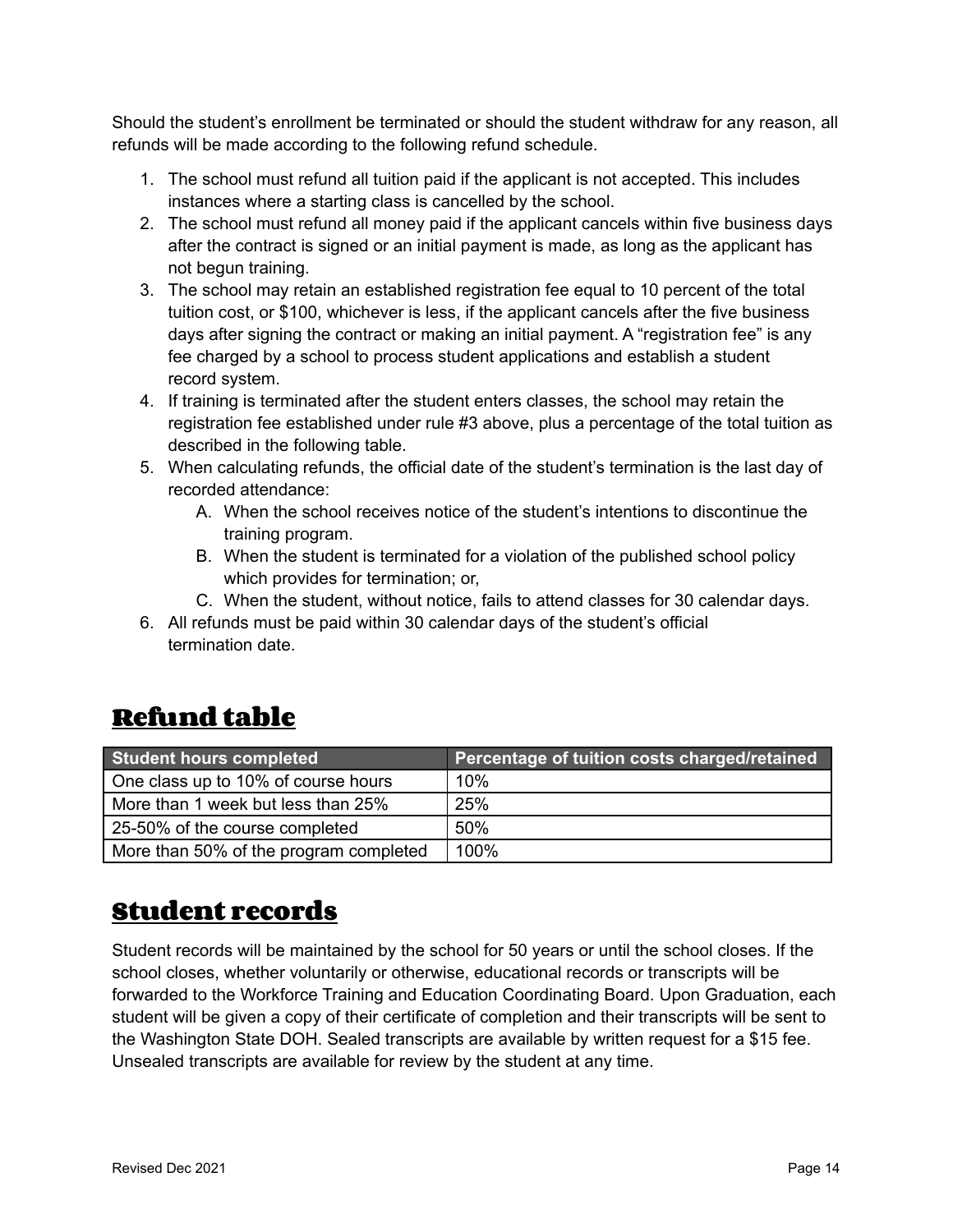Should the student's enrollment be terminated or should the student withdraw for any reason, all refunds will be made according to the following refund schedule.

1. The school must refund all tuition paid if the applicant is not accepted. This includes instances where a starting class is cancelled by the school.
2. The school must refund all money paid if the applicant cancels within five business days after the contract is signed or an initial payment is made, as long as the applicant has not begun training.
3. The school may retain an established registration fee equal to 10 percent of the total tuition cost, or $100, whichever is less, if the applicant cancels after the five business days after signing the contract or making an initial payment. A "registration fee" is any fee charged by a school to process student applications and establish a student record system.
4. If training is terminated after the student enters classes, the school may retain the registration fee established under rule #3 above, plus a percentage of the total tuition as described in the following table.
5. When calculating refunds, the official date of the student's termination is the last day of recorded attendance:
   A. When the school receives notice of the student's intentions to discontinue the training program.
   B. When the student is terminated for a violation of the published school policy which provides for termination; or,
   C. When the student, without notice, fails to attend classes for 30 calendar days.
6. All refunds must be paid within 30 calendar days of the student's official termination date.

## Refund table

| Student hours completed | Percentage of tuition costs charged/retained |
|---|---|
| One class up to 10% of course hours | 10% |
| More than 1 week but less than 25% | 25% |
| 25-50% of the course completed | 50% |
| More than 50% of the program completed | 100% |

## Student records

Student records will be maintained by the school for 50 years or until the school closes. If the school closes, whether voluntarily or otherwise, educational records or transcripts will be forwarded to the Workforce Training and Education Coordinating Board. Upon Graduation, each student will be given a copy of their certificate of completion and their transcripts will be sent to the Washington State DOH. Sealed transcripts are available by written request for a $15 fee. Unsealed transcripts are available for review by the student at any time.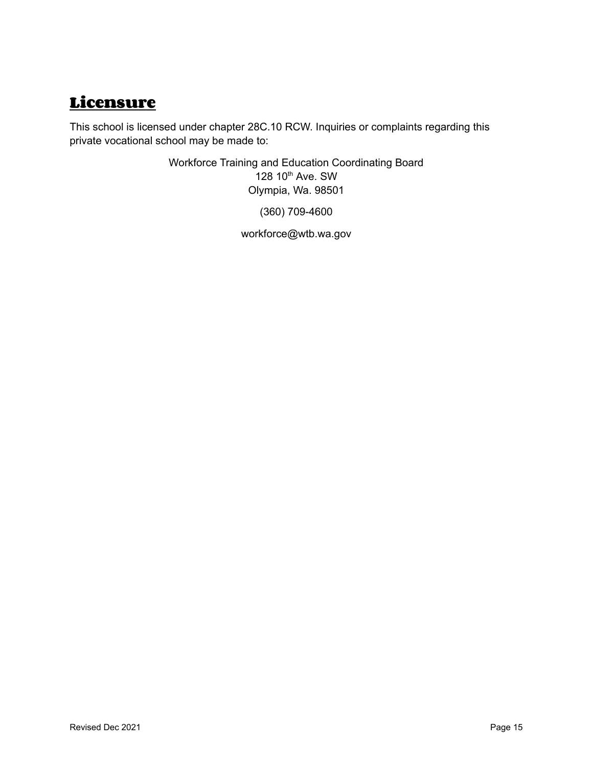# Licensure

This school is licensed under chapter 28C.10 RCW. Inquiries or complaints regarding this private vocational school may be made to:

Workforce Training and Education Coordinating Board
128 10th Ave. SW
Olympia, Wa. 98501

(360) 709-4600

workforce@wtb.wa.gov

Revised Dec 2021